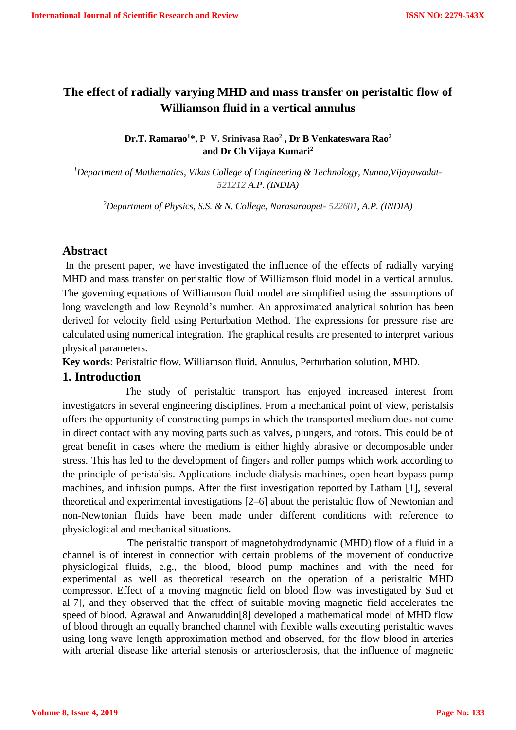# The effect of radially varying MHD and mass transfer on peristaltic flow of Williamson fluid in a vertical annulus

**Dr.T. Ramarao[1]\*, P V. Srinivasa Rao[2] , Dr B Venkateswara Rao[2] and Dr Ch Vijaya Kumari[2]**

*[1]Department of Mathematics, Vikas College of Engineering & Technology, Nunna,Vijayawadat-521212 A.P. (INDIA)*

*[2]Department of Physics, S.S. & N. College, Narasaraopet- 522601, A.P. (INDIA)*

## Abstract

In the present paper, we have investigated the influence of the effects of radially varying MHD and mass transfer on peristaltic flow of Williamson fluid model in a vertical annulus. The governing equations of Williamson fluid model are simplified using the assumptions of long wavelength and low Reynold's number. An approximated analytical solution has been derived for velocity field using Perturbation Method. The expressions for pressure rise are calculated using numerical integration. The graphical results are presented to interpret various physical parameters.

**Key words**: Peristaltic flow, Williamson fluid, Annulus, Perturbation solution, MHD.

## 1. Introduction

The study of peristaltic transport has enjoyed increased interest from investigators in several engineering disciplines. From a mechanical point of view, peristalsis offers the opportunity of constructing pumps in which the transported medium does not come in direct contact with any moving parts such as valves, plungers, and rotors. This could be of great benefit in cases where the medium is either highly abrasive or decomposable under stress. This has led to the development of fingers and roller pumps which work according to the principle of peristalsis. Applications include dialysis machines, open-heart bypass pump machines, and infusion pumps. After the first investigation reported by Latham [1], several theoretical and experimental investigations [2–6] about the peristaltic flow of Newtonian and non-Newtonian fluids have been made under different conditions with reference to physiological and mechanical situations.

The peristaltic transport of magnetohydrodynamic (MHD) flow of a fluid in a channel is of interest in connection with certain problems of the movement of conductive physiological fluids, e.g., the blood, blood pump machines and with the need for experimental as well as theoretical research on the operation of a peristaltic MHD compressor. Effect of a moving magnetic field on blood flow was investigated by Sud et al[7], and they observed that the effect of suitable moving magnetic field accelerates the speed of blood. Agrawal and Anwaruddin[8] developed a mathematical model of MHD flow of blood through an equally branched channel with flexible walls executing peristaltic waves using long wave length approximation method and observed, for the flow blood in arteries with arterial disease like arterial stenosis or arteriosclerosis, that the influence of magnetic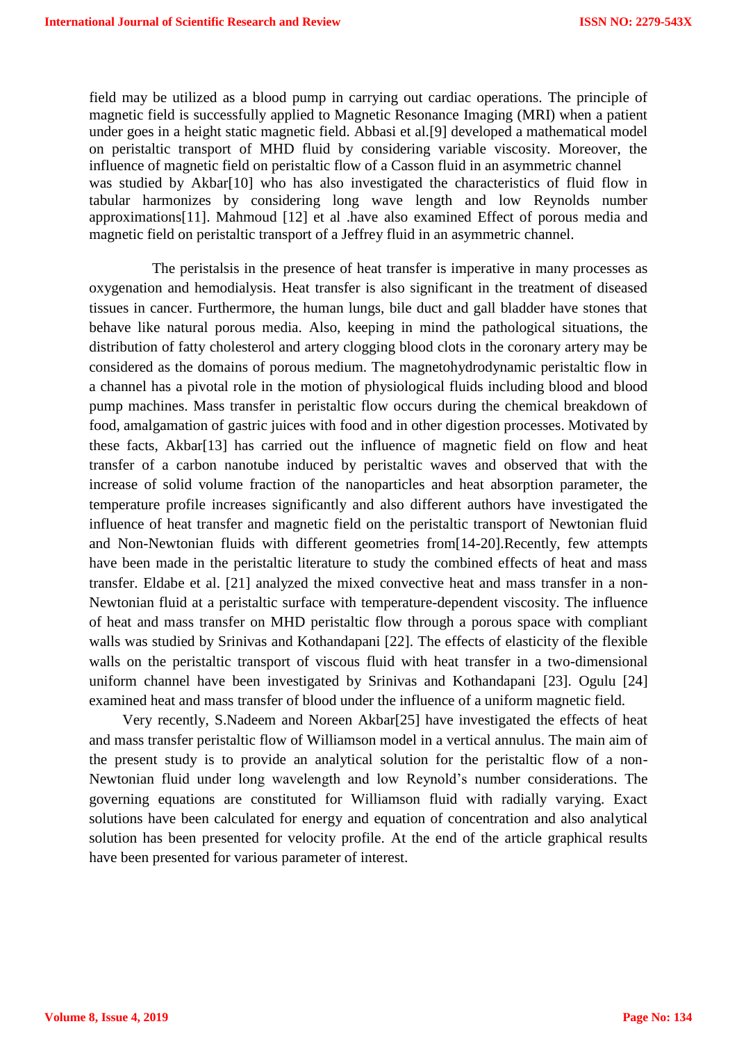field may be utilized as a blood pump in carrying out cardiac operations. The principle of magnetic field is successfully applied to Magnetic Resonance Imaging (MRI) when a patient under goes in a height static magnetic field. Abbasi et al.[9] developed a mathematical model on peristaltic transport of MHD fluid by considering variable viscosity. Moreover, the influence of magnetic field on peristaltic flow of a Casson fluid in an asymmetric channel was studied by Akbar[10] who has also investigated the characteristics of fluid flow in tabular harmonizes by considering long wave length and low Reynolds number approximations[11]. Mahmoud [12] et al .have also examined Effect of porous media and magnetic field on peristaltic transport of a Jeffrey fluid in an asymmetric channel.

The peristalsis in the presence of heat transfer is imperative in many processes as oxygenation and hemodialysis. Heat transfer is also significant in the treatment of diseased tissues in cancer. Furthermore, the human lungs, bile duct and gall bladder have stones that behave like natural porous media. Also, keeping in mind the pathological situations, the distribution of fatty cholesterol and artery clogging blood clots in the coronary artery may be considered as the domains of porous medium. The magnetohydrodynamic peristaltic flow in a channel has a pivotal role in the motion of physiological fluids including blood and blood pump machines. Mass transfer in peristaltic flow occurs during the chemical breakdown of food, amalgamation of gastric juices with food and in other digestion processes. Motivated by these facts, Akbar[13] has carried out the influence of magnetic field on flow and heat transfer of a carbon nanotube induced by peristaltic waves and observed that with the increase of solid volume fraction of the nanoparticles and heat absorption parameter, the temperature profile increases significantly and also different authors have investigated the influence of heat transfer and magnetic field on the peristaltic transport of Newtonian fluid and Non-Newtonian fluids with different geometries from[14-20].Recently, few attempts have been made in the peristaltic literature to study the combined effects of heat and mass transfer. Eldabe et al. [21] analyzed the mixed convective heat and mass transfer in a non-Newtonian fluid at a peristaltic surface with temperature-dependent viscosity. The influence of heat and mass transfer on MHD peristaltic flow through a porous space with compliant walls was studied by Srinivas and Kothandapani [22]. The effects of elasticity of the flexible walls on the peristaltic transport of viscous fluid with heat transfer in a two-dimensional uniform channel have been investigated by Srinivas and Kothandapani [23]. Ogulu [24] examined heat and mass transfer of blood under the influence of a uniform magnetic field.

Very recently, S.Nadeem and Noreen Akbar[25] have investigated the effects of heat and mass transfer peristaltic flow of Williamson model in a vertical annulus. The main aim of the present study is to provide an analytical solution for the peristaltic flow of a non-Newtonian fluid under long wavelength and low Reynold's number considerations. The governing equations are constituted for Williamson fluid with radially varying. Exact solutions have been calculated for energy and equation of concentration and also analytical solution has been presented for velocity profile. At the end of the article graphical results have been presented for various parameter of interest.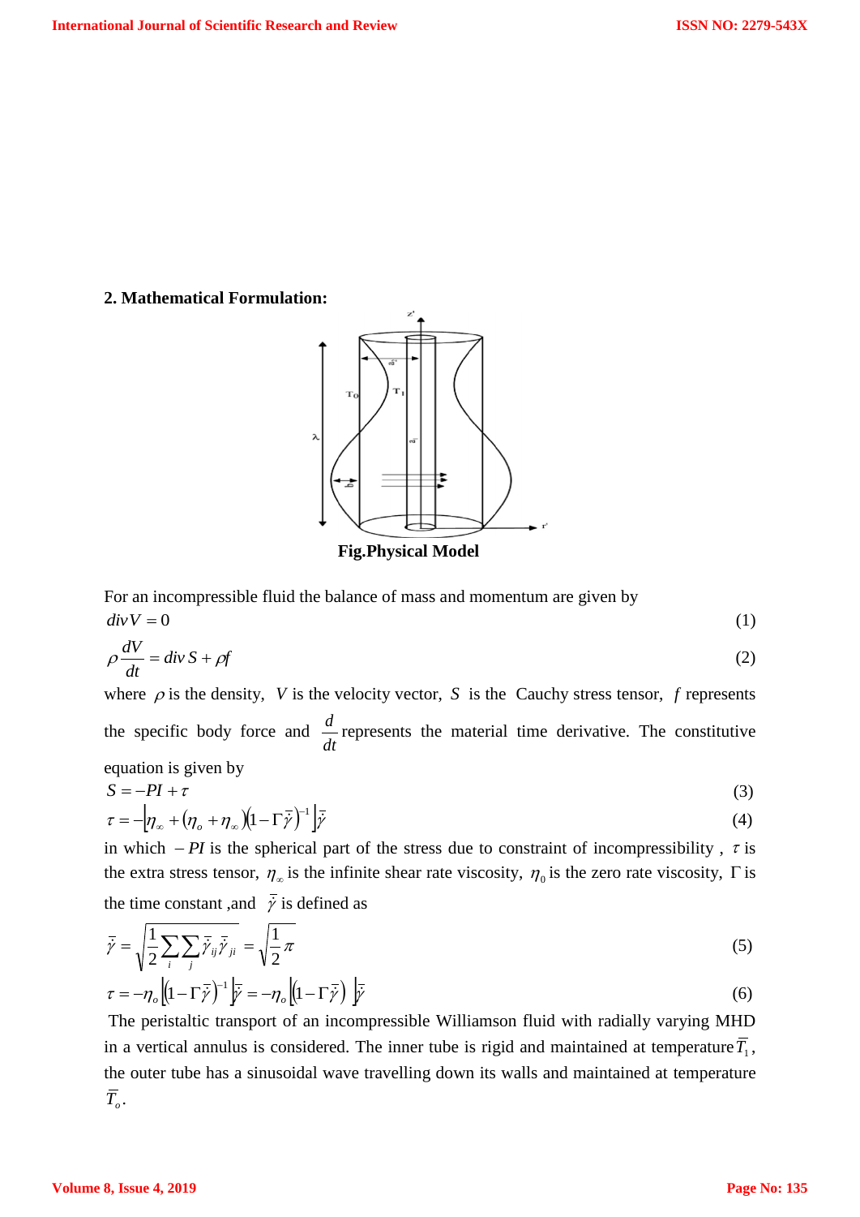## 2. Mathematical Formulation:

Fig.Physical Model

For an incompressible fluid the balance of mass and momentum are given by

$$div V = 0 \tag{1}$$

$$\rho \frac{dV}{dt} = div\, S + \rho f \tag{2}$$

where $\rho$ is the density, $V$ is the velocity vector, $S$ is the Cauchy stress tensor, $f$ represents the specific body force and $\frac{d}{dt}$ represents the material time derivative. The constitutive equation is given by

$$S = -PI + \tau \tag{3}$$

$$\tau = -\left[\eta_\infty + (\eta_o + \eta_\infty)(1 - \Gamma \bar{\dot{\gamma}})^{-1}\right]\bar{\dot{\gamma}} \tag{4}$$

in which $-PI$ is the spherical part of the stress due to constraint of incompressibility , $\tau$ is the extra stress tensor, $\eta_\infty$ is the infinite shear rate viscosity, $\eta_0$ is the zero rate viscosity, $\Gamma$ is the time constant ,and $\bar{\dot{\gamma}}$ is defined as

$$\bar{\dot{\gamma}} = \sqrt{\frac{1}{2}\sum_i \sum_j \bar{\dot{\gamma}}_{ij}\bar{\dot{\gamma}}_{ji}} = \sqrt{\frac{1}{2}\pi} \tag{5}$$

$$\tau = -\eta_o\left[(1 - \Gamma \bar{\dot{\gamma}})^{-1}\right]\bar{\dot{\gamma}} = -\eta_o\left[(1 - \Gamma \bar{\dot{\gamma}})\right]\bar{\dot{\gamma}} \tag{6}$$

The peristaltic transport of an incompressible Williamson fluid with radially varying MHD in a vertical annulus is considered. The inner tube is rigid and maintained at temperature $\bar{T}_1$, the outer tube has a sinusoidal wave travelling down its walls and maintained at temperature $\bar{T}_o$.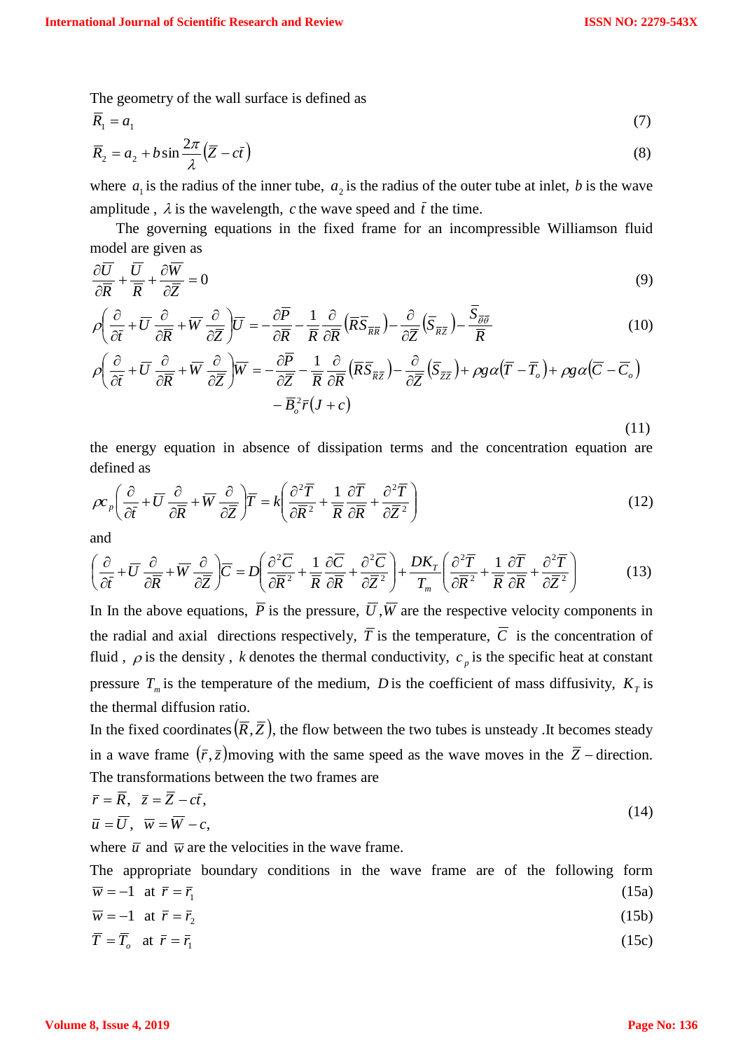The geometry of the wall surface is defined as

$$\bar{R}_1 = a_1 \tag{7}$$

$$\bar{R}_2 = a_2 + b\sin\frac{2\pi}{\lambda}\left(\bar{Z} - c\bar{t}\right) \tag{8}$$

where $a_1$ is the radius of the inner tube, $a_2$ is the radius of the outer tube at inlet, $b$ is the wave amplitude , $\lambda$ is the wavelength, $c$ the wave speed and $\bar{t}$ the time.

The governing equations in the fixed frame for an incompressible Williamson fluid model are given as

$$\frac{\partial \bar{U}}{\partial \bar{R}} + \frac{\bar{U}}{\bar{R}} + \frac{\partial \bar{W}}{\partial \bar{Z}} = 0 \tag{9}$$

$$\rho\left(\frac{\partial}{\partial \bar{t}} + \bar{U}\frac{\partial}{\partial \bar{R}} + \bar{W}\frac{\partial}{\partial \bar{Z}}\right)\bar{U} = -\frac{\partial \bar{P}}{\partial \bar{R}} - \frac{1}{\bar{R}}\frac{\partial}{\partial \bar{R}}\left(\bar{R}\bar{S}_{\bar{R}\bar{R}}\right) - \frac{\partial}{\partial \bar{Z}}\left(\bar{S}_{\bar{R}\bar{Z}}\right) - \frac{\bar{S}_{\bar{\theta}\bar{\theta}}}{\bar{R}} \tag{10}$$

$$\rho\left(\frac{\partial}{\partial \bar{t}} + \bar{U}\frac{\partial}{\partial \bar{R}} + \bar{W}\frac{\partial}{\partial \bar{Z}}\right)\bar{W} = -\frac{\partial \bar{P}}{\partial \bar{Z}} - \frac{1}{\bar{R}}\frac{\partial}{\partial \bar{R}}\left(\bar{R}\bar{S}_{\bar{R}\bar{Z}}\right) - \frac{\partial}{\partial \bar{Z}}\left(\bar{S}_{\bar{Z}\bar{Z}}\right) + \rho g\alpha\left(\bar{T} - \bar{T}_o\right) + \rho g\alpha\left(\bar{C} - \bar{C}_o\right) - B_o^2\bar{r}\left(J + c\right) \tag{11}$$

the energy equation in absence of dissipation terms and the concentration equation are defined as

$$\rho c_p\left(\frac{\partial}{\partial \bar{t}} + \bar{U}\frac{\partial}{\partial \bar{R}} + \bar{W}\frac{\partial}{\partial \bar{Z}}\right)\bar{T} = k\left(\frac{\partial^2 \bar{T}}{\partial \bar{R}^2} + \frac{1}{\bar{R}}\frac{\partial \bar{T}}{\partial \bar{R}} + \frac{\partial^2 \bar{T}}{\partial \bar{Z}^2}\right) \tag{12}$$

and

$$\left(\frac{\partial}{\partial \bar{t}} + \bar{U}\frac{\partial}{\partial \bar{R}} + \bar{W}\frac{\partial}{\partial \bar{Z}}\right)\bar{C} = D\left(\frac{\partial^2 \bar{C}}{\partial \bar{R}^2} + \frac{1}{\bar{R}}\frac{\partial \bar{C}}{\partial \bar{R}} + \frac{\partial^2 \bar{C}}{\partial \bar{Z}^2}\right) + \frac{DK_T}{T_m}\left(\frac{\partial^2 \bar{T}}{\partial \bar{R}^2} + \frac{1}{\bar{R}}\frac{\partial \bar{T}}{\partial \bar{R}} + \frac{\partial^2 \bar{T}}{\partial \bar{Z}^2}\right) \tag{13}$$

In In the above equations, $\bar{P}$ is the pressure, $\bar{U}, \bar{W}$ are the respective velocity components in the radial and axial directions respectively, $\bar{T}$ is the temperature, $\bar{C}$ is the concentration of fluid , $\rho$ is the density , $k$ denotes the thermal conductivity, $c_p$ is the specific heat at constant pressure $T_m$ is the temperature of the medium, $D$ is the coefficient of mass diffusivity, $K_T$ is the thermal diffusion ratio.

In the fixed coordinates $\left(\bar{R}, \bar{Z}\right)$, the flow between the two tubes is unsteady .It becomes steady in a wave frame $\left(\bar{r}, \bar{z}\right)$moving with the same speed as the wave moves in the $\bar{Z}$ – direction. The transformations between the two frames are

$$\bar{r} = \bar{R}, \quad \bar{z} = \bar{Z} - c\bar{t}, \qquad \bar{u} = \bar{U}, \quad \bar{w} = \bar{W} - c, \tag{14}$$

where $\bar{u}$ and $\bar{w}$ are the velocities in the wave frame.

The appropriate boundary conditions in the wave frame are of the following form

$$\bar{w} = -1 \quad \text{at } \bar{r} = \bar{r}_1 \tag{15a}$$

$$\bar{w} = -1 \quad \text{at } \bar{r} = \bar{r}_2 \tag{15b}$$

$$\bar{T} = \bar{T}_o \quad \text{at } \bar{r} = \bar{r}_1 \tag{15c}$$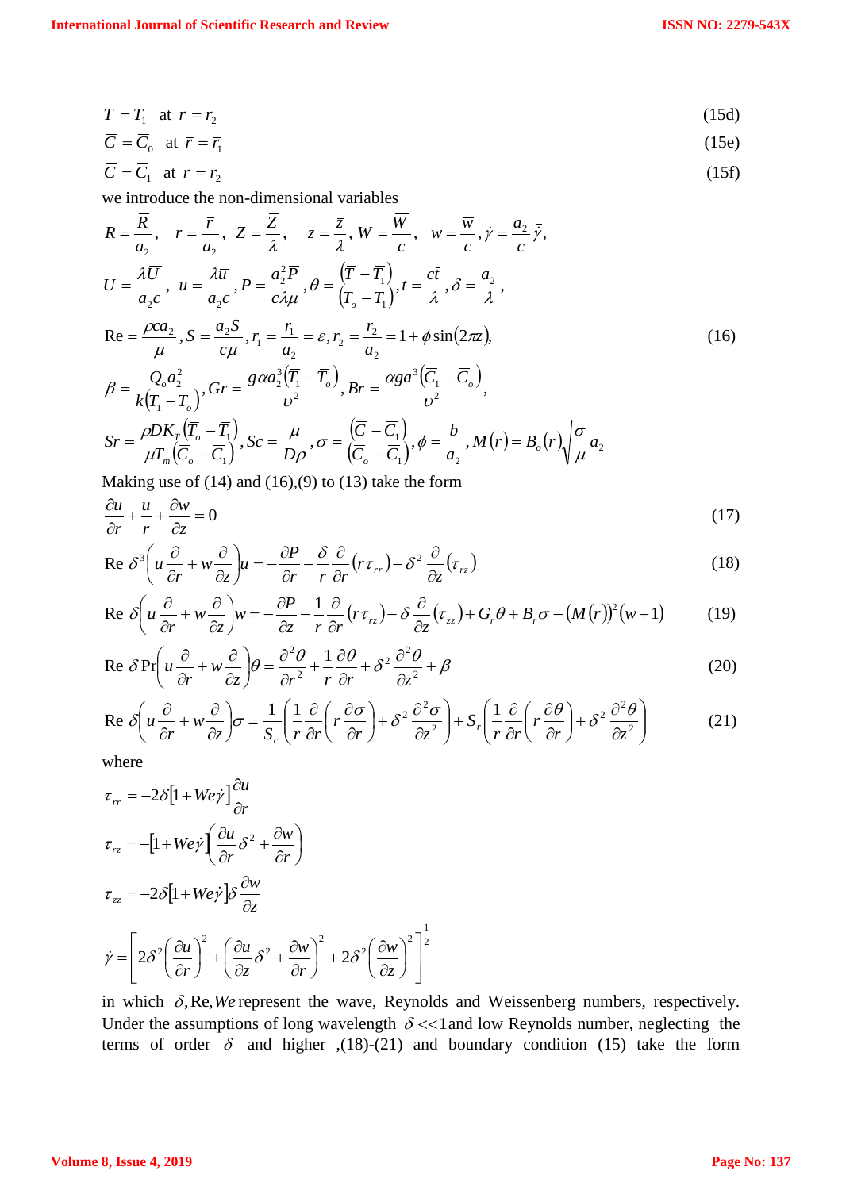$$\bar{T} = \bar{T}_1 \quad \text{at} \quad \bar{r} = \bar{r}_2 \tag{15d}$$

$$\bar{C} = \bar{C}_0 \quad \text{at} \quad \bar{r} = \bar{r}_1 \tag{15e}$$

$$\bar{C} = \bar{C}_1 \quad \text{at} \quad \bar{r} = \bar{r}_2 \tag{15f}$$

we introduce the non-dimensional variables

$$
\begin{aligned}
& R = \frac{\bar{R}}{a_2}, \quad r = \frac{\bar{r}}{a_2}, \; Z = \frac{\bar{Z}}{\lambda}, \quad z = \frac{\bar{z}}{\lambda}, \; W = \frac{\bar{W}}{c}, \quad w = \frac{\bar{w}}{c}, \dot{\gamma} = \frac{a_2}{c}\bar{\dot{\gamma}}, \\
& U = \frac{\lambda \bar{U}}{a_2 c}, \; u = \frac{\lambda \bar{u}}{a_2 c}, P = \frac{a_2^2 \bar{P}}{c \lambda \mu}, \theta = \frac{\left(\bar{T} - \bar{T}_1\right)}{\left(\bar{T}_o - \bar{T}_1\right)}, t = \frac{c\bar{t}}{\lambda}, \delta = \frac{a_2}{\lambda}, \\
& \mathrm{Re} = \frac{\rho c a_2}{\mu}, S = \frac{a_2 \bar{S}}{c \mu}, r_1 = \frac{\bar{r}_1}{a_2} = \varepsilon, r_2 = \frac{\bar{r}_2}{a_2} = 1 + \phi \sin(2\pi z), \\
& \beta = \frac{Q_o a_2^2}{k\left(\bar{T}_1 - \bar{T}_o\right)}, Gr = \frac{g \alpha a_2^3 \left(\bar{T}_1 - \bar{T}_o\right)}{\upsilon^2}, Br = \frac{\alpha g a^3 \left(\bar{C}_1 - \bar{C}_o\right)}{\upsilon^2}, \\
& Sr = \frac{\rho D K_T \left(\bar{T}_o - \bar{T}_1\right)}{\mu T_m \left(\bar{C}_o - \bar{C}_1\right)}, Sc = \frac{\mu}{D\rho}, \sigma = \frac{\left(\bar{C} - \bar{C}_1\right)}{\left(\bar{C}_o - \bar{C}_1\right)}, \phi = \frac{b}{a_2}, M(r) = B_o(r)\sqrt{\frac{\sigma}{\mu}}\, a_2
\end{aligned} \tag{16}
$$

Making use of (14) and (16),(9) to (13) take the form

$$\frac{\partial u}{\partial r} + \frac{u}{r} + \frac{\partial w}{\partial z} = 0 \tag{17}$$

$$\mathrm{Re}\, \delta^3 \left( u \frac{\partial}{\partial r} + w \frac{\partial}{\partial z} \right) u = -\frac{\partial P}{\partial r} - \frac{\delta}{r}\frac{\partial}{\partial r}\left(r \tau_{rr}\right) - \delta^2 \frac{\partial}{\partial z}\left(\tau_{rz}\right) \tag{18}$$

$$\mathrm{Re}\, \delta \left( u \frac{\partial}{\partial r} + w \frac{\partial}{\partial z} \right) w = -\frac{\partial P}{\partial z} - \frac{1}{r}\frac{\partial}{\partial r}\left(r \tau_{rz}\right) - \delta \frac{\partial}{\partial z}\left(\tau_{zz}\right) + G_r \theta + B_r \sigma - \left(M(r)\right)^2 (w+1) \tag{19}$$

$$\mathrm{Re}\, \delta \Pr \left( u \frac{\partial}{\partial r} + w \frac{\partial}{\partial z} \right) \theta = \frac{\partial^2 \theta}{\partial r^2} + \frac{1}{r}\frac{\partial \theta}{\partial r} + \delta^2 \frac{\partial^2 \theta}{\partial z^2} + \beta \tag{20}$$

$$\mathrm{Re}\, \delta \left( u \frac{\partial}{\partial r} + w \frac{\partial}{\partial z} \right) \sigma = \frac{1}{S_c}\left( \frac{1}{r}\frac{\partial}{\partial r}\left( r \frac{\partial \sigma}{\partial r} \right) + \delta^2 \frac{\partial^2 \sigma}{\partial z^2} \right) + S_r \left( \frac{1}{r}\frac{\partial}{\partial r}\left( r \frac{\partial \theta}{\partial r} \right) + \delta^2 \frac{\partial^2 \theta}{\partial z^2} \right) \tag{21}$$

where

$$\tau_{rr} = -2\delta\left[1 + We\dot{\gamma}\right]\frac{\partial u}{\partial r}$$

$$\tau_{rz} = -\left[1 + We\dot{\gamma}\right]\left( \frac{\partial u}{\partial r}\delta^2 + \frac{\partial w}{\partial r} \right)$$

$$\tau_{zz} = -2\delta\left[1 + We\dot{\gamma}\right]\delta \frac{\partial w}{\partial z}$$

$$\dot{\gamma} = \left[ 2\delta^2 \left( \frac{\partial u}{\partial r} \right)^2 + \left( \frac{\partial u}{\partial z}\delta^2 + \frac{\partial w}{\partial r} \right)^2 + 2\delta^2 \left( \frac{\partial w}{\partial z} \right)^2 \right]^{\frac{1}{2}}$$

in which $\delta, \mathrm{Re}, We$ represent the wave, Reynolds and Weissenberg numbers, respectively. Under the assumptions of long wavelength $\delta << 1$ and low Reynolds number, neglecting the terms of order $\delta$ and higher ,(18)-(21) and boundary condition (15) take the form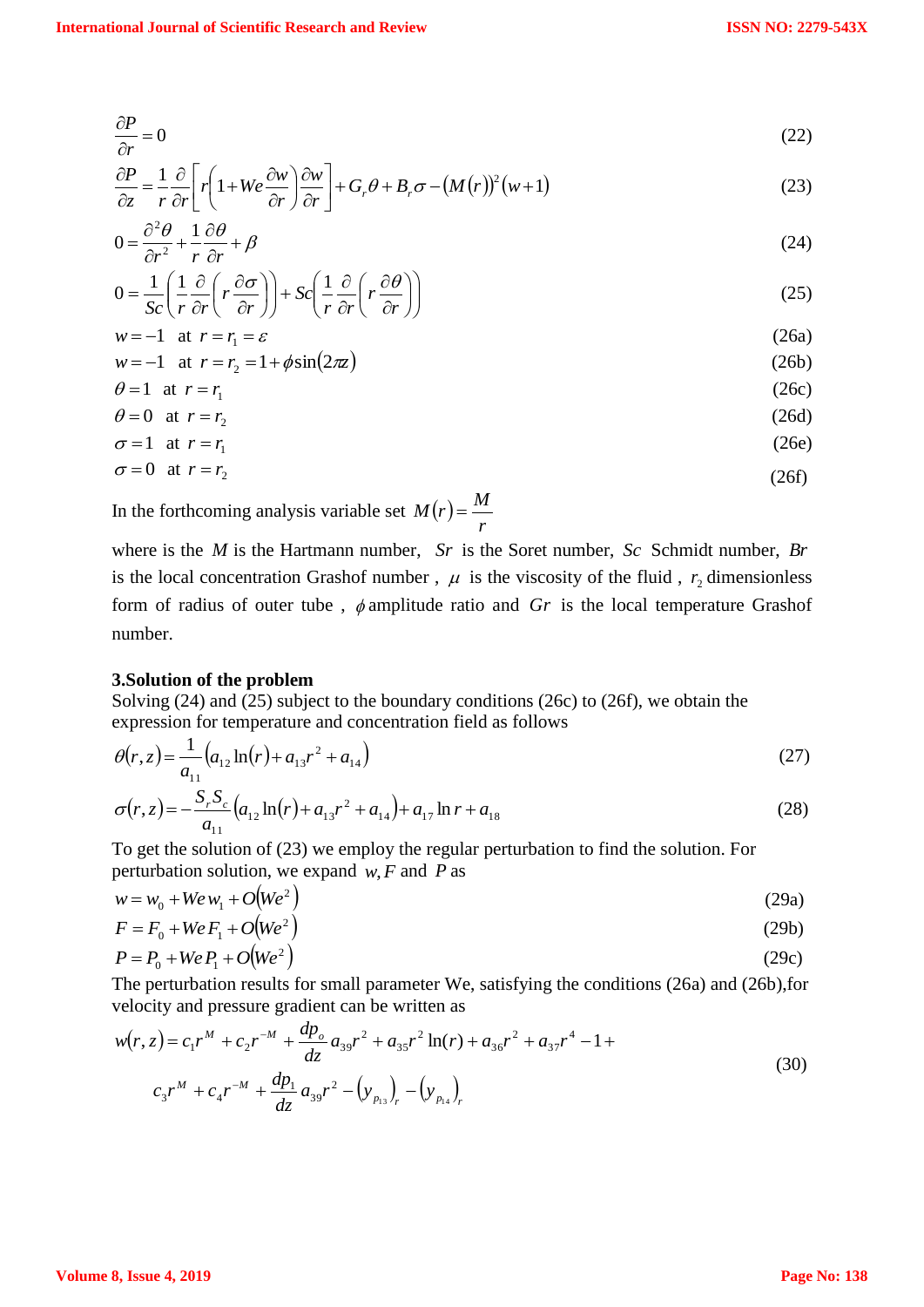$$\frac{\partial P}{\partial r}=0 \tag{22}$$

$$\frac{\partial P}{\partial z}=\frac{1}{r}\frac{\partial}{\partial r}\left[r\left(1+We\frac{\partial w}{\partial r}\right)\frac{\partial w}{\partial r}\right]+G_r\theta+B_r\sigma-\left(M(r)\right)^2(w+1) \tag{23}$$

$$0=\frac{\partial^2\theta}{\partial r^2}+\frac{1}{r}\frac{\partial\theta}{\partial r}+\beta \tag{24}$$

$$0=\frac{1}{Sc}\left(\frac{1}{r}\frac{\partial}{\partial r}\left(r\frac{\partial\sigma}{\partial r}\right)\right)+Sc\left(\frac{1}{r}\frac{\partial}{\partial r}\left(r\frac{\partial\theta}{\partial r}\right)\right) \tag{25}$$

$$w=-1 \quad \text{at} \quad r=r_1=\varepsilon \tag{26a}$$

$$w=-1 \quad \text{at} \quad r=r_2=1+\phi\sin(2\pi z) \tag{26b}$$

$$\theta=1 \quad \text{at} \quad r=r_1 \tag{26c}$$

$$\theta=0 \quad \text{at} \quad r=r_2 \tag{26d}$$

$$\sigma=1 \quad \text{at} \quad r=r_1 \tag{26e}$$

$$\sigma=0 \quad \text{at} \quad r=r_2 \tag{26f}$$

In the forthcoming analysis variable set $M(r)=\dfrac{M}{r}$

where is the $M$ is the Hartmann number, $Sr$ is the Soret number, $Sc$ Schmidt number, $Br$ is the local concentration Grashof number , $\mu$ is the viscosity of the fluid , $r_2$ dimensionless form of radius of outer tube , $\phi$ amplitude ratio and $Gr$ is the local temperature Grashof number.

### 3.Solution of the problem

Solving (24) and (25) subject to the boundary conditions (26c) to (26f), we obtain the expression for temperature and concentration field as follows

$$\theta(r,z)=\frac{1}{a_{11}}\left(a_{12}\ln(r)+a_{13}r^2+a_{14}\right) \tag{27}$$

$$\sigma(r,z)=-\frac{S_rS_c}{a_{11}}\left(a_{12}\ln(r)+a_{13}r^2+a_{14}\right)+a_{17}\ln r+a_{18} \tag{28}$$

To get the solution of (23) we employ the regular perturbation to find the solution. For perturbation solution, we expand $w, F$ and $P$ as

$$w=w_0+We\,w_1+O\left(We^2\right) \tag{29a}$$

$$F=F_0+We\,F_1+O\left(We^2\right) \tag{29b}$$

$$P=P_0+We\,P_1+O\left(We^2\right) \tag{29c}$$

The perturbation results for small parameter We, satisfying the conditions (26a) and (26b),for velocity and pressure gradient can be written as

$$\begin{aligned}w(r,z)=&\,c_1r^M+c_2r^{-M}+\frac{dp_o}{dz}a_{39}r^2+a_{35}r^2\ln(r)+a_{36}r^2+a_{37}r^4-1+\\&c_3r^M+c_4r^{-M}+\frac{dp_1}{dz}a_{39}r^2-\left(y_{p_{13}}\right)_r-\left(y_{p_{14}}\right)_r\end{aligned} \tag{30}$$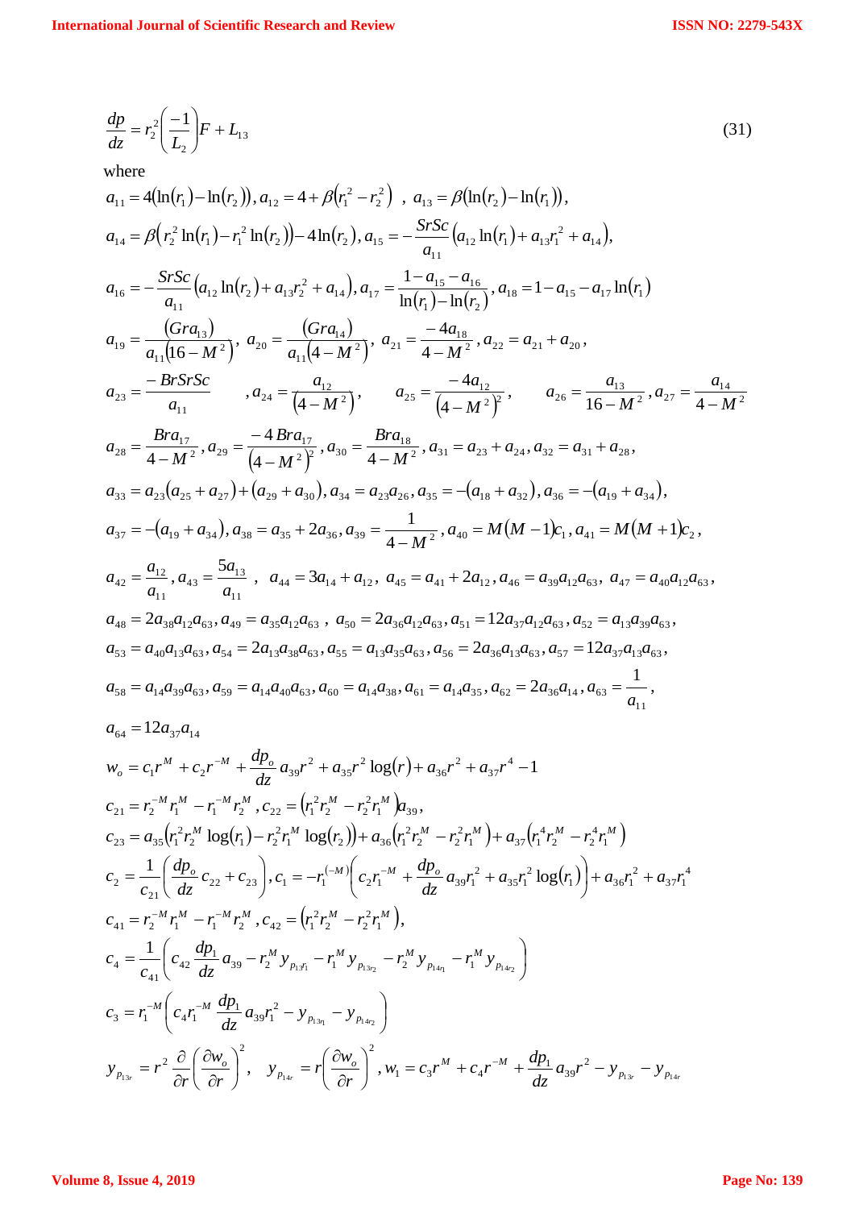$$\frac{dp}{dz} = r_2^2\left(\frac{-1}{L_2}\right)F + L_{13} \tag{31}$$

where

$a_{11} = 4(\ln(r_1) - \ln(r_2)), a_{12} = 4 + \beta(r_1^2 - r_2^2)$ , $a_{13} = \beta(\ln(r_2) - \ln(r_1))$,

$a_{14} = \beta(r_2^2 \ln(r_1) - r_1^2 \ln(r_2)) - 4\ln(r_2), a_{15} = -\frac{SrSc}{a_{11}}(a_{12}\ln(r_1) + a_{13}r_1^2 + a_{14})$,

$a_{16} = -\frac{SrSc}{a_{11}}(a_{12}\ln(r_2) + a_{13}r_2^2 + a_{14}), a_{17} = \frac{1 - a_{15} - a_{16}}{\ln(r_1) - \ln(r_2)}, a_{18} = 1 - a_{15} - a_{17}\ln(r_1)$

$a_{19} = \frac{(Gra_{13})}{a_{11}(16 - M^2)}$, $a_{20} = \frac{(Gra_{14})}{a_{11}(4 - M^2)}$, $a_{21} = \frac{-4a_{18}}{4 - M^2}, a_{22} = a_{21} + a_{20}$,

$a_{23} = \frac{-BrSrSc}{a_{11}}$ , $a_{24} = \frac{a_{12}}{(4 - M^2)}$, $a_{25} = \frac{-4a_{12}}{(4 - M^2)^2}$, $a_{26} = \frac{a_{13}}{16 - M^2}, a_{27} = \frac{a_{14}}{4 - M^2}$

$a_{28} = \frac{Bra_{17}}{4 - M^2}, a_{29} = \frac{-4\,Bra_{17}}{(4 - M^2)^2}, a_{30} = \frac{Bra_{18}}{4 - M^2}, a_{31} = a_{23} + a_{24}, a_{32} = a_{31} + a_{28}$,

$a_{33} = a_{23}(a_{25} + a_{27}) + (a_{29} + a_{30}), a_{34} = a_{23}a_{26}, a_{35} = -(a_{18} + a_{32}), a_{36} = -(a_{19} + a_{34})$,

$a_{37} = -(a_{19} + a_{34}), a_{38} = a_{35} + 2a_{36}, a_{39} = \frac{1}{4 - M^2}, a_{40} = M(M-1)c_1, a_{41} = M(M+1)c_2$,

$a_{42} = \frac{a_{12}}{a_{11}}, a_{43} = \frac{5a_{13}}{a_{11}}$ , $a_{44} = 3a_{14} + a_{12}$, $a_{45} = a_{41} + 2a_{12}, a_{46} = a_{39}a_{12}a_{63}$, $a_{47} = a_{40}a_{12}a_{63}$,

$a_{48} = 2a_{38}a_{12}a_{63}, a_{49} = a_{35}a_{12}a_{63}$ , $a_{50} = 2a_{36}a_{12}a_{63}, a_{51} = 12a_{37}a_{12}a_{63}, a_{52} = a_{13}a_{39}a_{63}$,

$a_{53} = a_{40}a_{13}a_{63}, a_{54} = 2a_{13}a_{38}a_{63}, a_{55} = a_{13}a_{35}a_{63}, a_{56} = 2a_{36}a_{13}a_{63}, a_{57} = 12a_{37}a_{13}a_{63}$,

$a_{58} = a_{14}a_{39}a_{63}, a_{59} = a_{14}a_{40}a_{63}, a_{60} = a_{14}a_{38}, a_{61} = a_{14}a_{35}, a_{62} = 2a_{36}a_{14}, a_{63} = \frac{1}{a_{11}}$,

$a_{64} = 12a_{37}a_{14}$

$w_o = c_1 r^M + c_2 r^{-M} + \frac{dp_o}{dz}a_{39}r^2 + a_{35}r^2\log(r) + a_{36}r^2 + a_{37}r^4 - 1$

$c_{21} = r_2^{-M}r_1^M - r_1^{-M}r_2^M, c_{22} = (r_1^2 r_2^M - r_2^2 r_1^M)a_{39}$,

$c_{23} = a_{35}(r_1^2 r_2^M \log(r_1) - r_2^2 r_1^M \log(r_2)) + a_{36}(r_1^2 r_2^M - r_2^2 r_1^M) + a_{37}(r_1^4 r_2^M - r_2^4 r_1^M)$

$c_2 = \frac{1}{c_{21}}\left(\frac{dp_o}{dz}c_{22} + c_{23}\right), c_1 = -r_1^{(-M)}\left(c_2 r_1^{-M} + \frac{dp_o}{dz}a_{39}r_1^2 + a_{35}r_1^2\log(r_1)\right) + a_{36}r_1^2 + a_{37}r_1^4$

$c_{41} = r_2^{-M}r_1^M - r_1^{-M}r_2^M, c_{42} = (r_1^2 r_2^M - r_2^2 r_1^M)$,

$c_4 = \frac{1}{c_{41}}\left(c_{42}\frac{dp_1}{dz}a_{39} - r_2^M y_{p_{13r_1}} - r_1^M y_{p_{13r_2}} - r_2^M y_{p_{14r_1}} - r_1^M y_{p_{14r_2}}\right)$

$c_3 = r_1^{-M}\left(c_4 r_1^{-M}\frac{dp_1}{dz}a_{39}r_1^2 - y_{p_{13r_1}} - y_{p_{14r_2}}\right)$

$y_{p_{13r}} = r^2\frac{\partial}{\partial r}\left(\frac{\partial w_o}{\partial r}\right)^2$, $y_{p_{14r}} = r\left(\frac{\partial w_o}{\partial r}\right)^2, w_1 = c_3 r^M + c_4 r^{-M} + \frac{dp_1}{dz}a_{39}r^2 - y_{p_{13r}} - y_{p_{14r}}$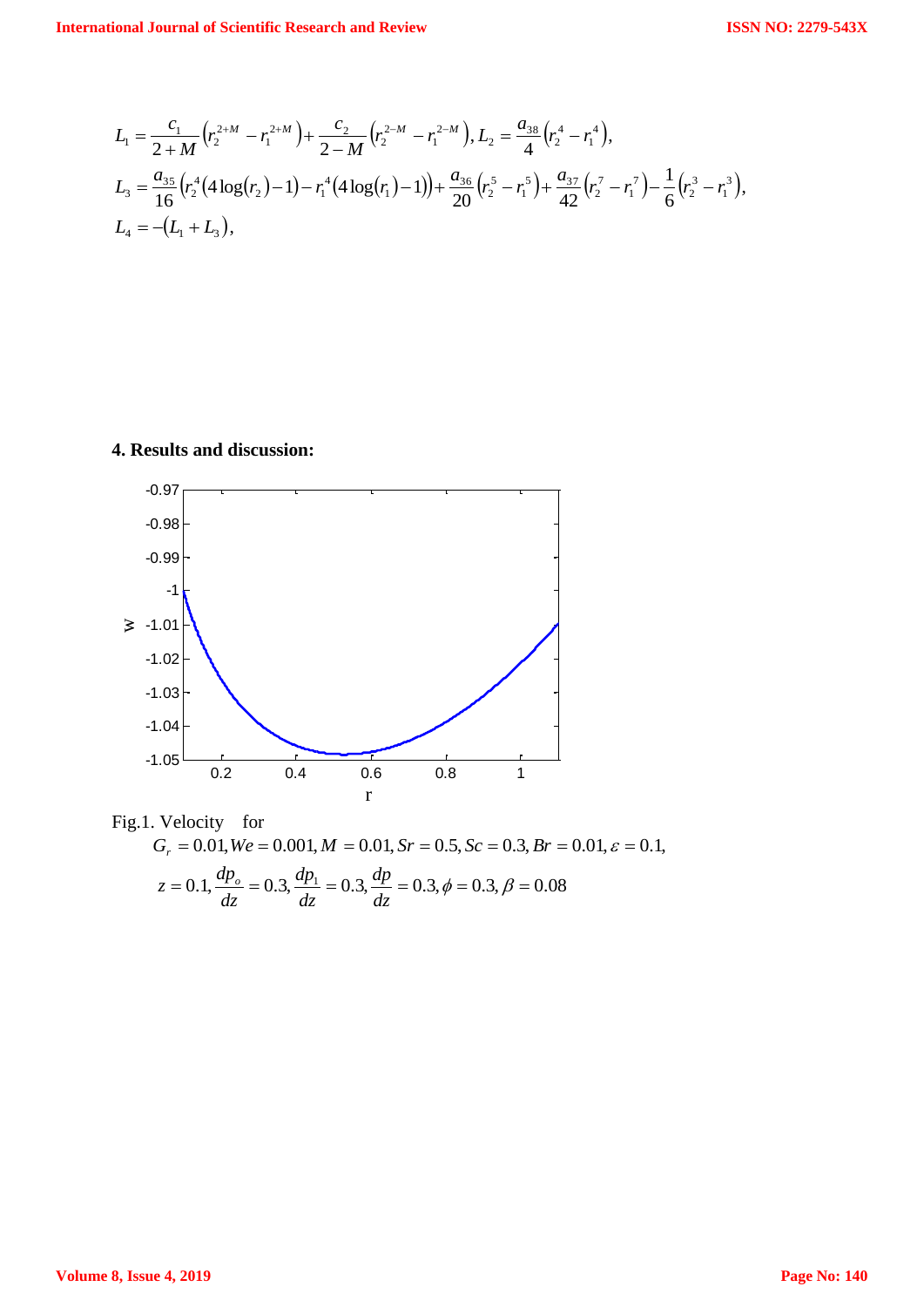$$L_1 = \frac{c_1}{2+M}\left(r_2^{2+M} - r_1^{2+M}\right) + \frac{c_2}{2-M}\left(r_2^{2-M} - r_1^{2-M}\right), L_2 = \frac{a_{38}}{4}\left(r_2^4 - r_1^4\right),$$

$$L_3 = \frac{a_{35}}{16}\left(r_2^4(4\log(r_2)-1) - r_1^4(4\log(r_1)-1)\right) + \frac{a_{36}}{20}\left(r_2^5 - r_1^5\right) + \frac{a_{37}}{42}\left(r_2^7 - r_1^7\right) - \frac{1}{6}\left(r_2^3 - r_1^3\right),$$

$$L_4 = -(L_1 + L_3),$$

## 4. Results and discussion:

Fig.1. Velocity for $G_r = 0.01, We = 0.001, M = 0.01, Sr = 0.5, Sc = 0.3, Br = 0.01, \varepsilon = 0.1,$
$z = 0.1, \frac{dp_o}{dz} = 0.3, \frac{dp_1}{dz} = 0.3, \frac{dp}{dz} = 0.3, \phi = 0.3, \beta = 0.08$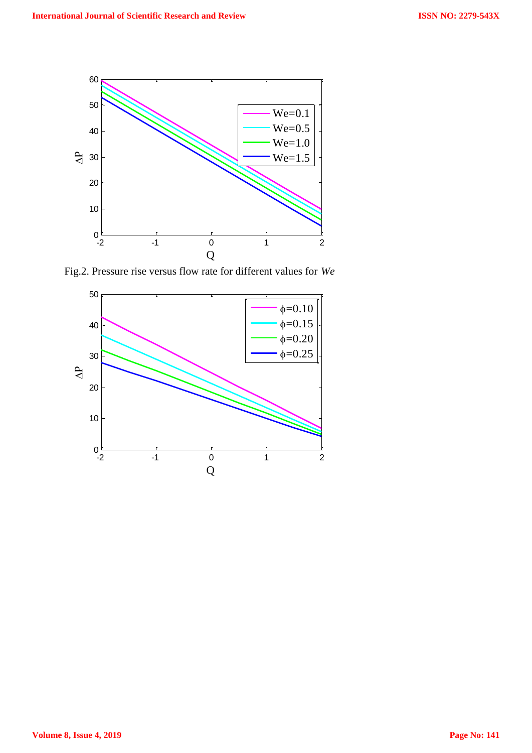Fig.2. Pressure rise versus flow rate for different values for *We*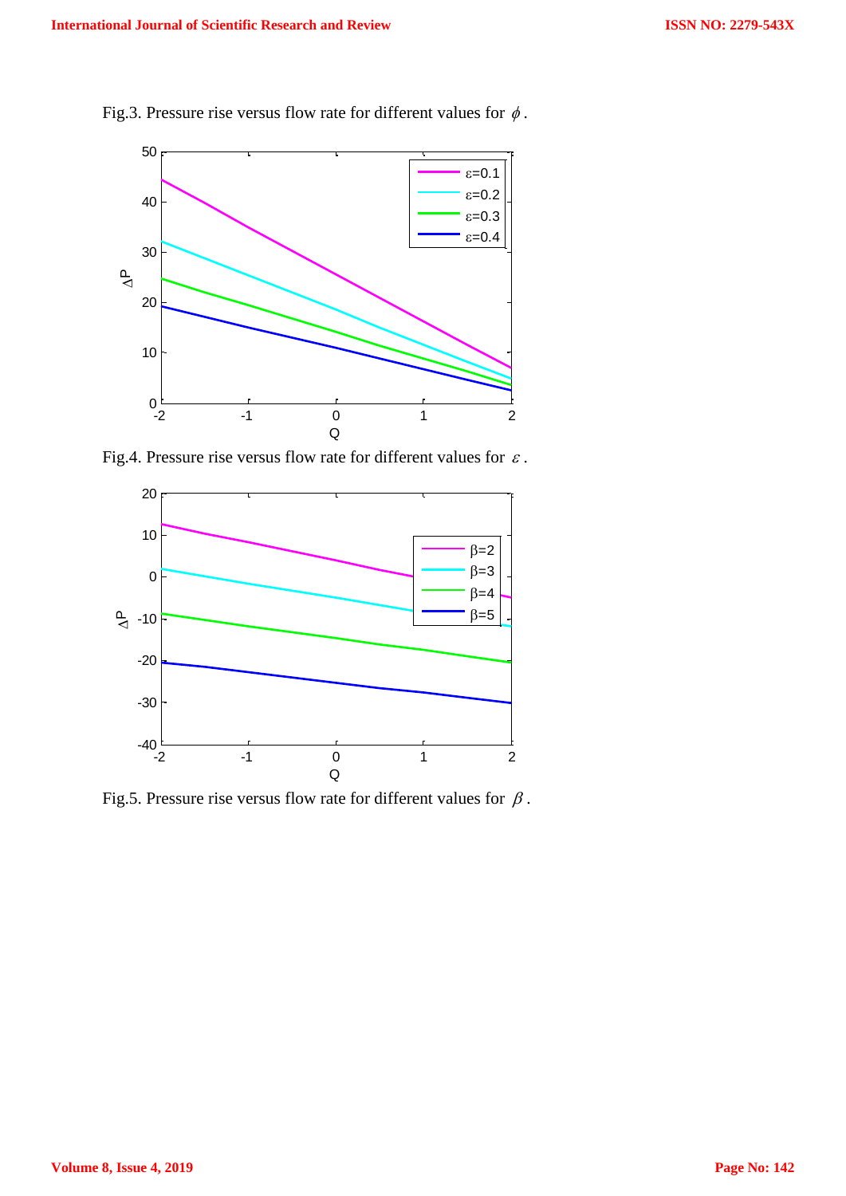Fig.3. Pressure rise versus flow rate for different values for $\phi$.

Fig.4. Pressure rise versus flow rate for different values for $\varepsilon$.

Fig.5. Pressure rise versus flow rate for different values for $\beta$.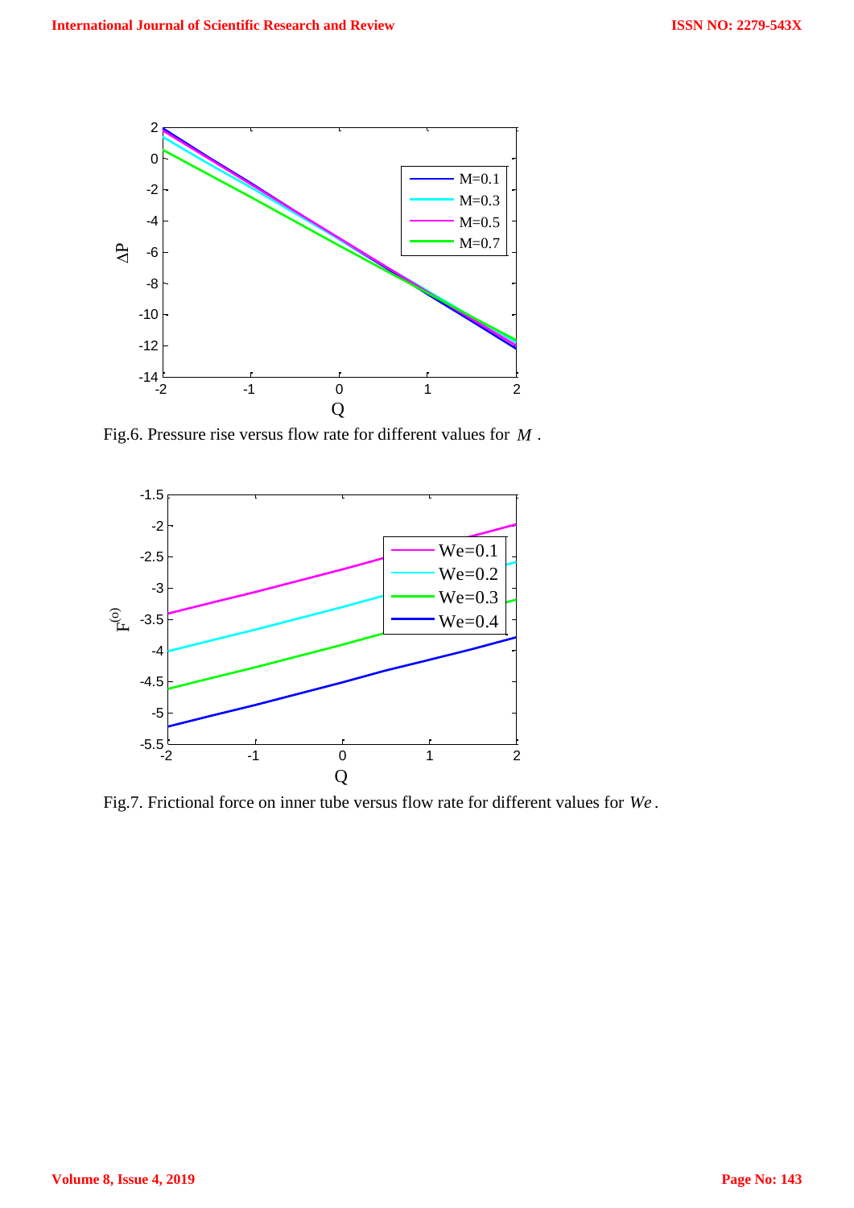Fig.6. Pressure rise versus flow rate for different values for $M$ .

Fig.7. Frictional force on inner tube versus flow rate for different values for $We$ .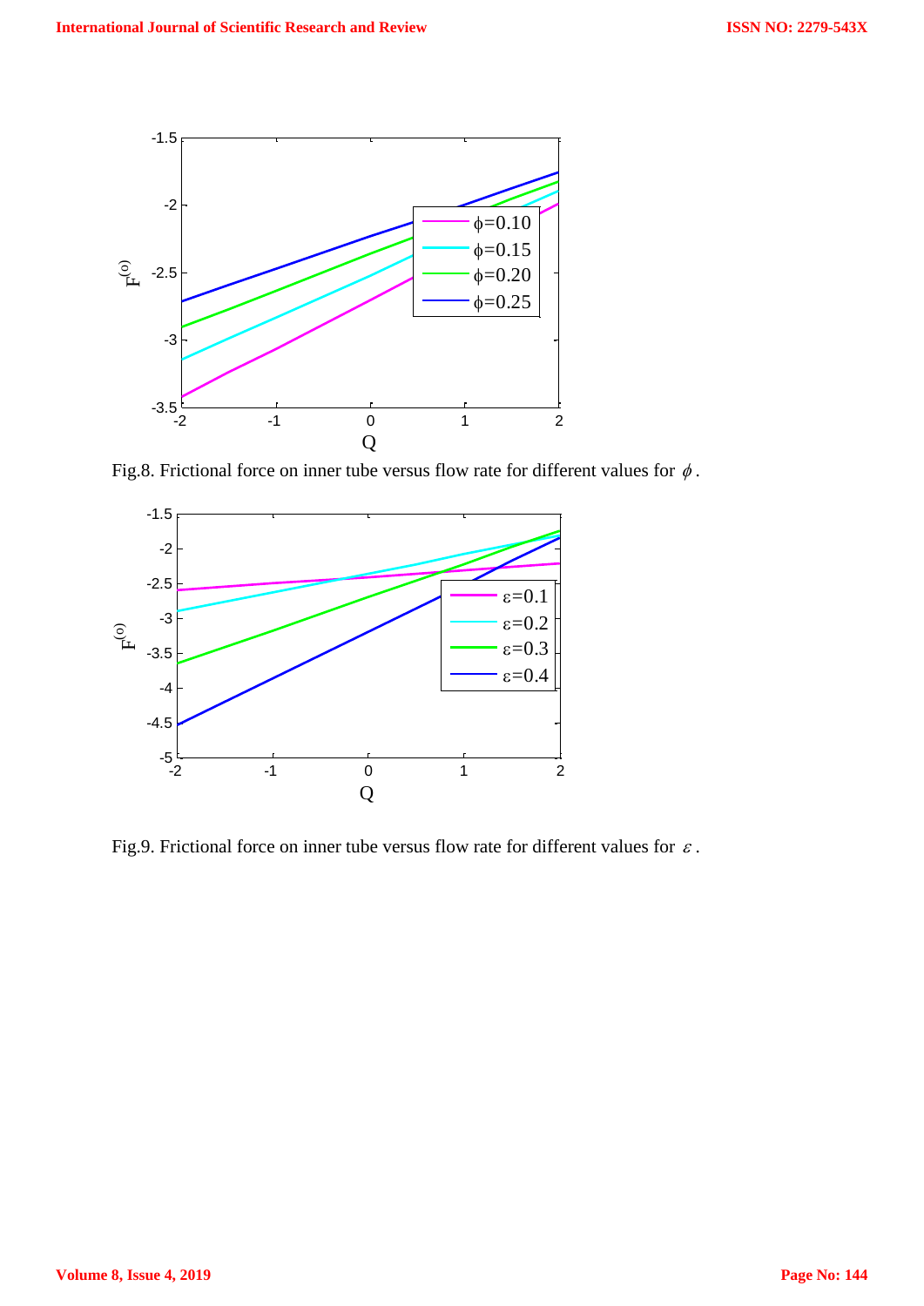Fig.8. Frictional force on inner tube versus flow rate for different values for $\phi$.

Fig.9. Frictional force on inner tube versus flow rate for different values for $\varepsilon$.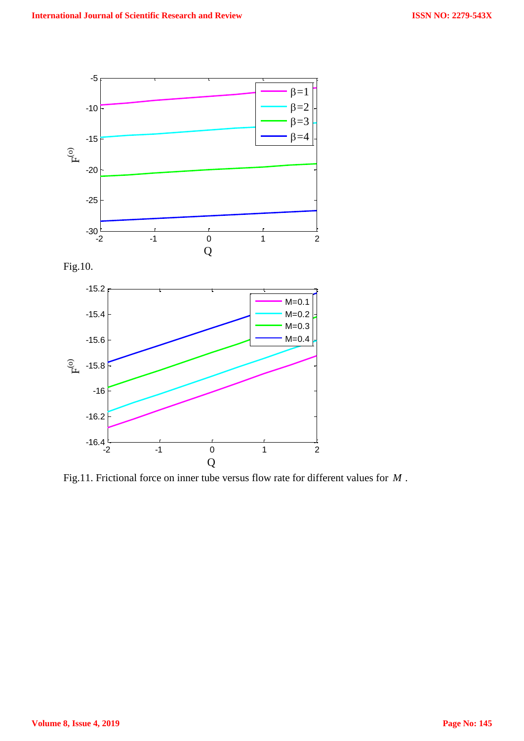Fig.10.

Fig.11. Frictional force on inner tube versus flow rate for different values for $M$ .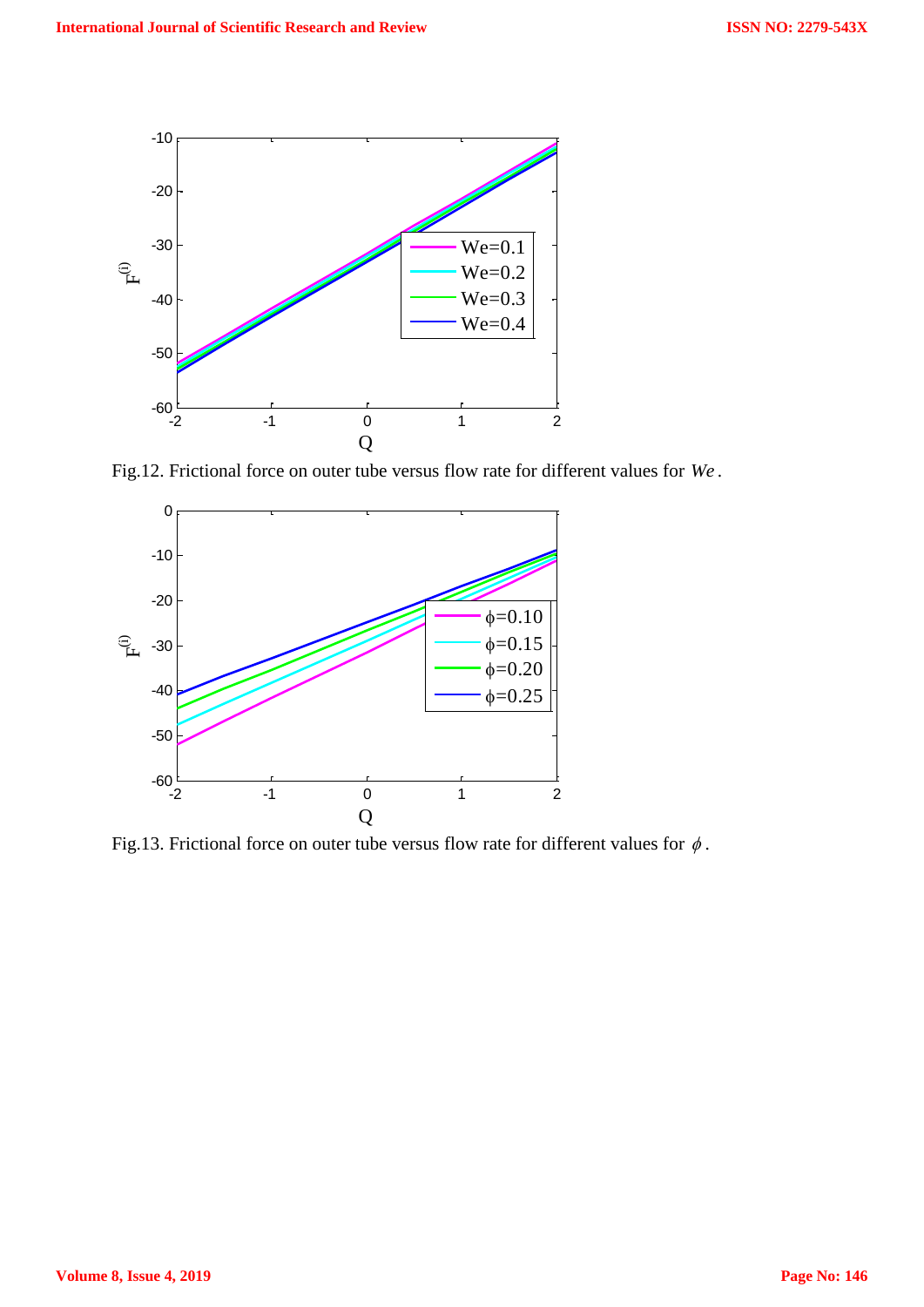Fig.12. Frictional force on outer tube versus flow rate for different values for $We$.

Fig.13. Frictional force on outer tube versus flow rate for different values for $\phi$.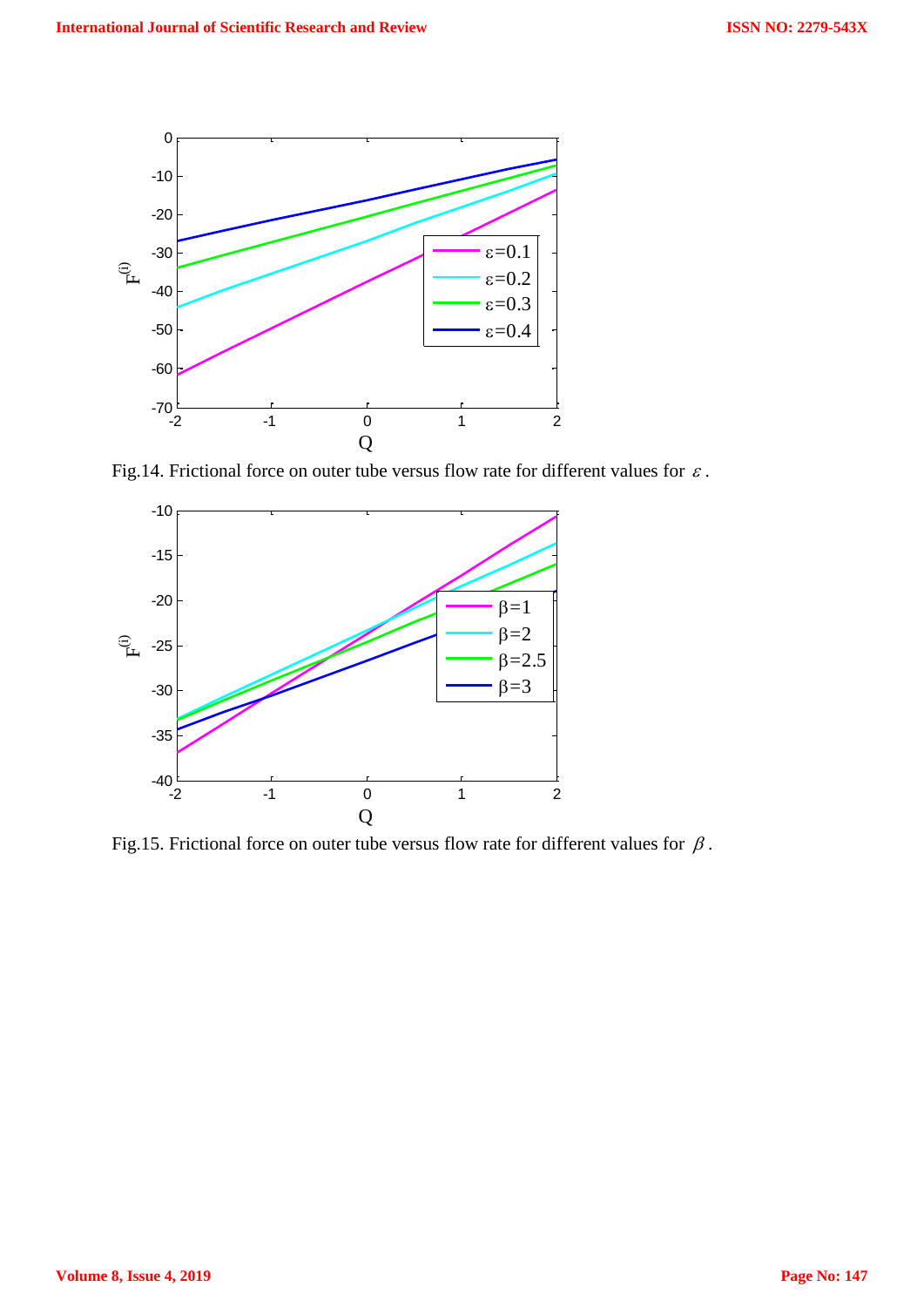Fig.14. Frictional force on outer tube versus flow rate for different values for $\varepsilon$.

Fig.15. Frictional force on outer tube versus flow rate for different values for $\beta$.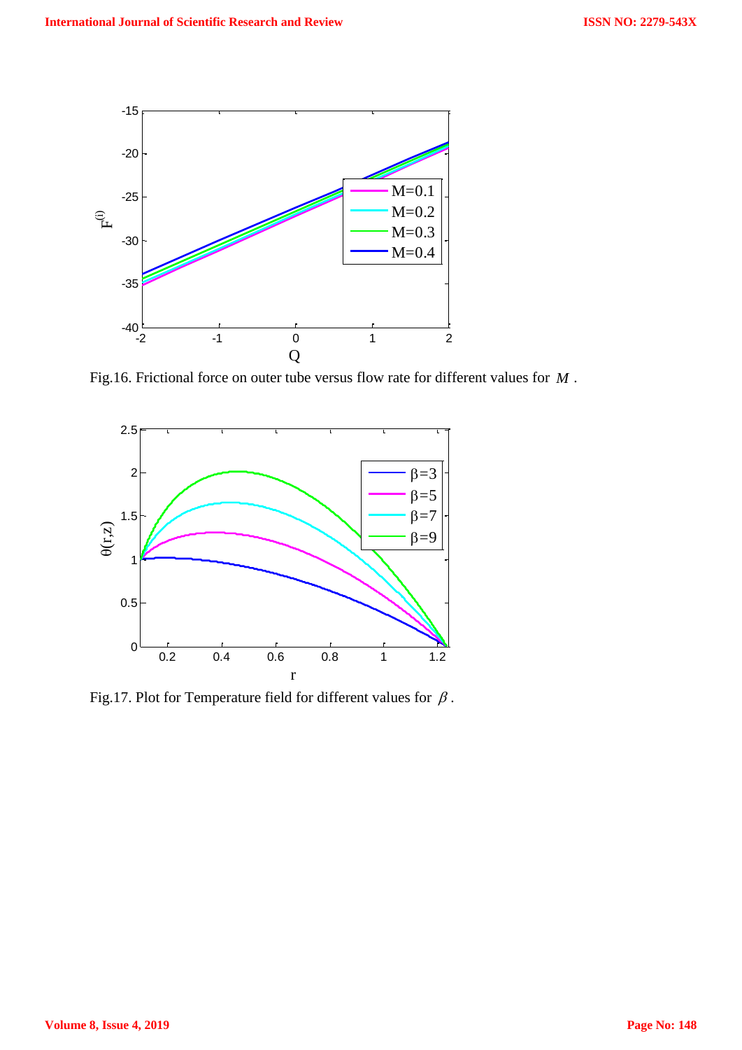Fig.16. Frictional force on outer tube versus flow rate for different values for $M$ .

Fig.17. Plot for Temperature field for different values for $\beta$ .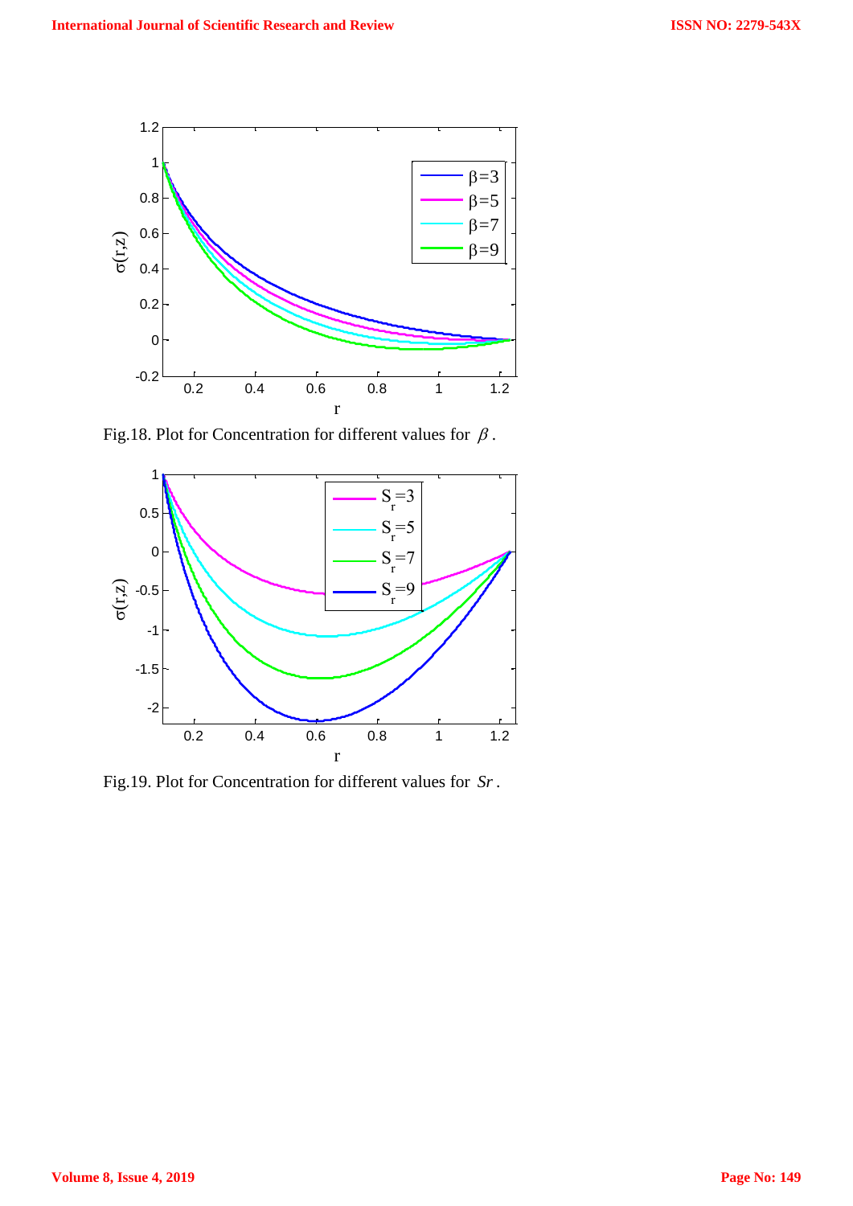Fig.18. Plot for Concentration for different values for $\beta$.

Fig.19. Plot for Concentration for different values for $Sr$.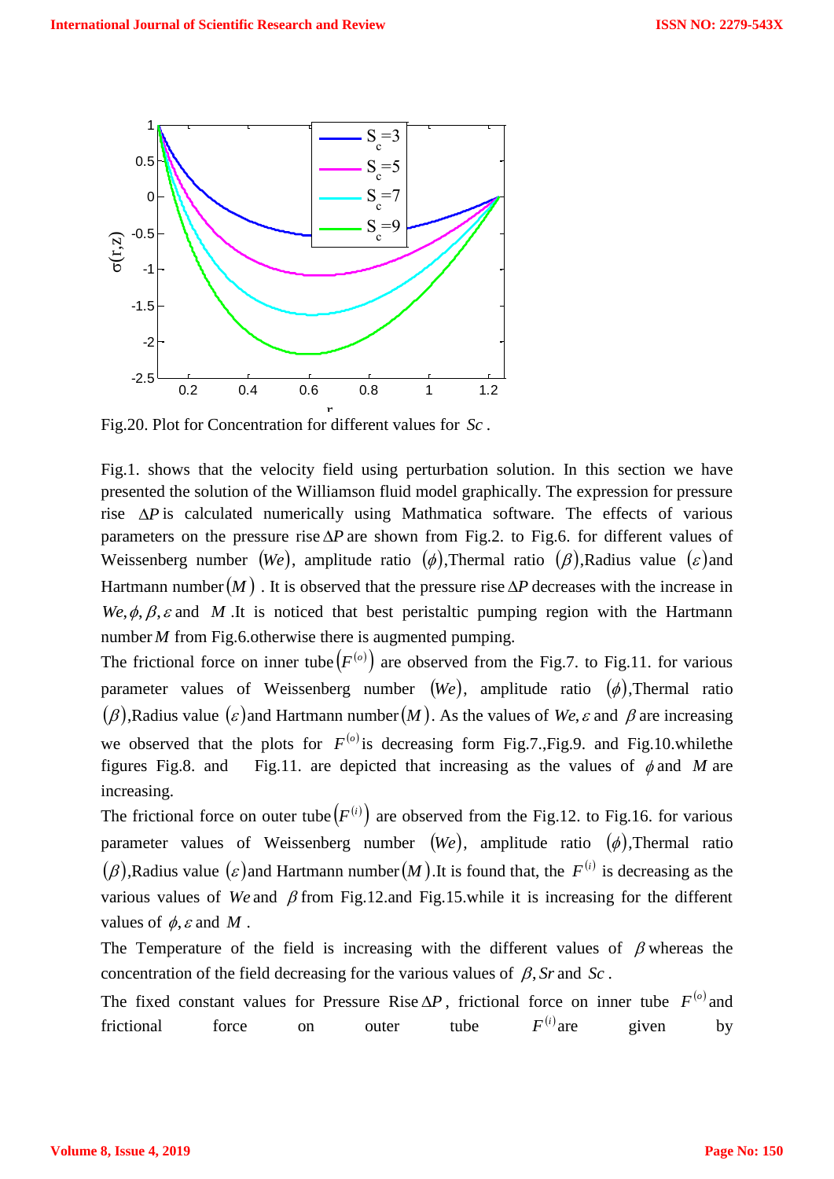Fig.20. Plot for Concentration for different values for $Sc$ .

Fig.1. shows that the velocity field using perturbation solution. In this section we have presented the solution of the Williamson fluid model graphically. The expression for pressure rise $\Delta P$ is calculated numerically using Mathmatica software. The effects of various parameters on the pressure rise $\Delta P$ are shown from Fig.2. to Fig.6. for different values of Weissenberg number $(We)$, amplitude ratio $(\phi)$,Thermal ratio $(\beta)$,Radius value $(\varepsilon)$and Hartmann number$(M)$ . It is observed that the pressure rise $\Delta P$ decreases with the increase in $We, \phi, \beta, \varepsilon$ and $M$ .It is noticed that best peristaltic pumping region with the Hartmann number $M$ from Fig.6.otherwise there is augmented pumping.

The frictional force on inner tube$\left(F^{(o)}\right)$ are observed from the Fig.7. to Fig.11. for various parameter values of Weissenberg number $(We)$, amplitude ratio $(\phi)$,Thermal ratio $(\beta)$,Radius value $(\varepsilon)$and Hartmann number$(M)$. As the values of $We, \varepsilon$ and $\beta$ are increasing we observed that the plots for $F^{(o)}$is decreasing form Fig.7.,Fig.9. and Fig.10.whilethe figures Fig.8. and Fig.11. are depicted that increasing as the values of $\phi$ and $M$ are increasing.

The frictional force on outer tube$\left(F^{(i)}\right)$ are observed from the Fig.12. to Fig.16. for various parameter values of Weissenberg number $(We)$, amplitude ratio $(\phi)$,Thermal ratio $(\beta)$,Radius value $(\varepsilon)$and Hartmann number$(M)$.It is found that, the $F^{(i)}$ is decreasing as the various values of $We$ and $\beta$ from Fig.12.and Fig.15.while it is increasing for the different values of $\phi, \varepsilon$ and $M$ .

The Temperature of the field is increasing with the different values of $\beta$ whereas the concentration of the field decreasing for the various values of $\beta, Sr$ and $Sc$ .

The fixed constant values for Pressure Rise $\Delta P$, frictional force on inner tube $F^{(o)}$and frictional force on outer tube $F^{(i)}$are given by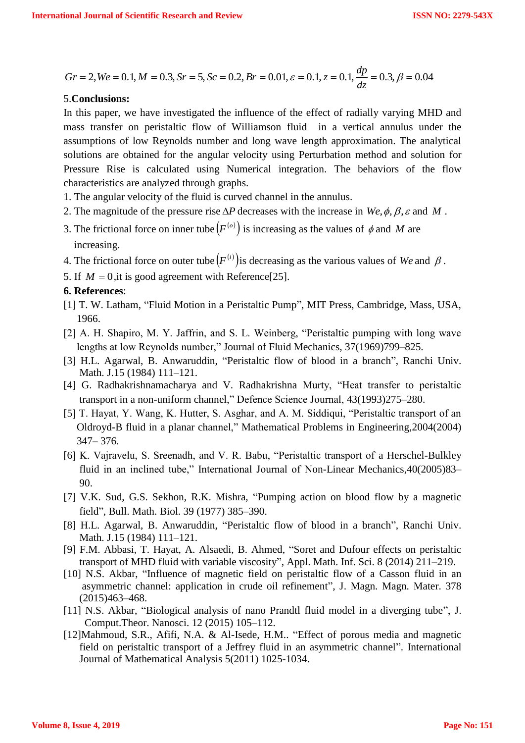$$Gr = 2, We = 0.1, M = 0.3, Sr = 5, Sc = 0.2, Br = 0.01, \varepsilon = 0.1, z = 0.1, \frac{dp}{dz} = 0.3, \beta = 0.04$$

## 5. Conclusions:

In this paper, we have investigated the influence of the effect of radially varying MHD and mass transfer on peristaltic flow of Williamson fluid in a vertical annulus under the assumptions of low Reynolds number and long wave length approximation. The analytical solutions are obtained for the angular velocity using Perturbation method and solution for Pressure Rise is calculated using Numerical integration. The behaviors of the flow characteristics are analyzed through graphs.

1. The angular velocity of the fluid is curved channel in the annulus.
2. The magnitude of the pressure rise $\Delta P$ decreases with the increase in $We, \phi, \beta, \varepsilon$ and $M$.
3. The frictional force on inner tube $\left(F^{(o)}\right)$ is increasing as the values of $\phi$ and $M$ are increasing.
4. The frictional force on outer tube $\left(F^{(i)}\right)$is decreasing as the various values of $We$ and $\beta$.
5. If $M = 0$,it is good agreement with Reference[25].

## 6. References:

[1] T. W. Latham, "Fluid Motion in a Peristaltic Pump", MIT Press, Cambridge, Mass, USA, 1966.

[2] A. H. Shapiro, M. Y. Jaffrin, and S. L. Weinberg, "Peristaltic pumping with long wave lengths at low Reynolds number," Journal of Fluid Mechanics, 37(1969)799–825.

[3] H.L. Agarwal, B. Anwaruddin, "Peristaltic flow of blood in a branch", Ranchi Univ. Math. J.15 (1984) 111–121.

[4] G. Radhakrishnamacharya and V. Radhakrishna Murty, "Heat transfer to peristaltic transport in a non-uniform channel," Defence Science Journal, 43(1993)275–280.

[5] T. Hayat, Y. Wang, K. Hutter, S. Asghar, and A. M. Siddiqui, "Peristaltic transport of an Oldroyd-B fluid in a planar channel," Mathematical Problems in Engineering,2004(2004) 347– 376.

[6] K. Vajravelu, S. Sreenadh, and V. R. Babu, "Peristaltic transport of a Herschel-Bulkley fluid in an inclined tube," International Journal of Non-Linear Mechanics,40(2005)83–90.

[7] V.K. Sud, G.S. Sekhon, R.K. Mishra, "Pumping action on blood flow by a magnetic field", Bull. Math. Biol. 39 (1977) 385–390.

[8] H.L. Agarwal, B. Anwaruddin, "Peristaltic flow of blood in a branch", Ranchi Univ. Math. J.15 (1984) 111–121.

[9] F.M. Abbasi, T. Hayat, A. Alsaedi, B. Ahmed, "Soret and Dufour effects on peristaltic transport of MHD fluid with variable viscosity", Appl. Math. Inf. Sci. 8 (2014) 211–219.

[10] N.S. Akbar, "Influence of magnetic field on peristaltic flow of a Casson fluid in an asymmetric channel: application in crude oil refinement", J. Magn. Magn. Mater. 378 (2015)463–468.

[11] N.S. Akbar, "Biological analysis of nano Prandtl fluid model in a diverging tube", J. Comput.Theor. Nanosci. 12 (2015) 105–112.

[12]Mahmoud, S.R., Afifi, N.A. & Al-Isede, H.M.. "Effect of porous media and magnetic field on peristaltic transport of a Jeffrey fluid in an asymmetric channel". International Journal of Mathematical Analysis 5(2011) 1025-1034.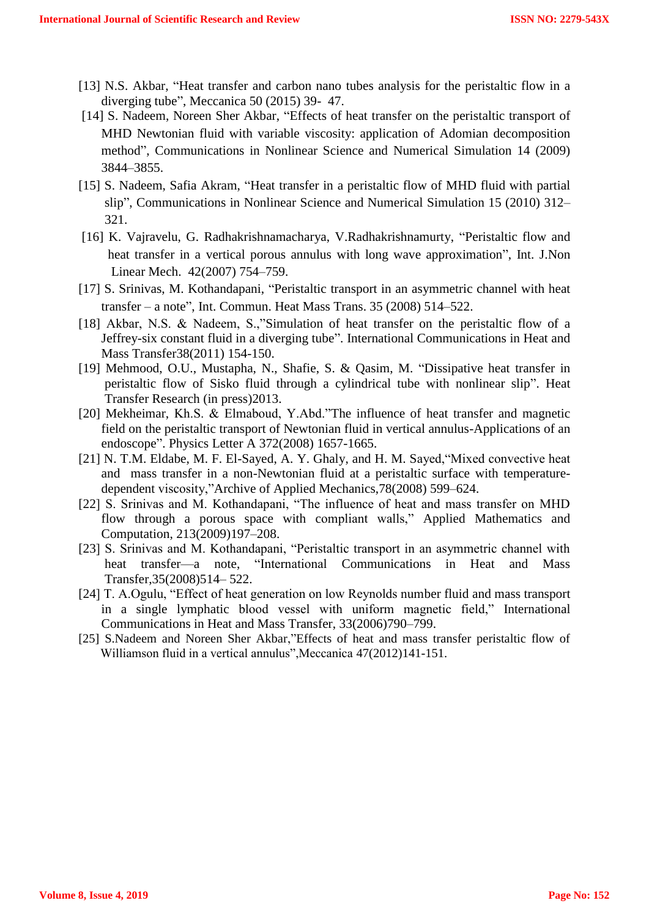[13] N.S. Akbar, “Heat transfer and carbon nano tubes analysis for the peristaltic flow in a diverging tube”, Meccanica 50 (2015) 39- 47.

[14] S. Nadeem, Noreen Sher Akbar, “Effects of heat transfer on the peristaltic transport of MHD Newtonian fluid with variable viscosity: application of Adomian decomposition method”, Communications in Nonlinear Science and Numerical Simulation 14 (2009) 3844–3855.

[15] S. Nadeem, Safia Akram, “Heat transfer in a peristaltic flow of MHD fluid with partial slip”, Communications in Nonlinear Science and Numerical Simulation 15 (2010) 312–321.

[16] K. Vajravelu, G. Radhakrishnamacharya, V.Radhakrishnamurty, “Peristaltic flow and heat transfer in a vertical porous annulus with long wave approximation”, Int. J.Non Linear Mech. 42(2007) 754–759.

[17] S. Srinivas, M. Kothandapani, “Peristaltic transport in an asymmetric channel with heat transfer – a note”, Int. Commun. Heat Mass Trans. 35 (2008) 514–522.

[18] Akbar, N.S. & Nadeem, S.,”Simulation of heat transfer on the peristaltic flow of a Jeffrey-six constant fluid in a diverging tube”. International Communications in Heat and Mass Transfer38(2011) 154-150.

[19] Mehmood, O.U., Mustapha, N., Shafie, S. & Qasim, M. “Dissipative heat transfer in peristaltic flow of Sisko fluid through a cylindrical tube with nonlinear slip”. Heat Transfer Research (in press)2013.

[20] Mekheimar, Kh.S. & Elmaboud, Y.Abd.”The influence of heat transfer and magnetic field on the peristaltic transport of Newtonian fluid in vertical annulus-Applications of an endoscope”. Physics Letter A 372(2008) 1657-1665.

[21] N. T.M. Eldabe, M. F. El-Sayed, A. Y. Ghaly, and H. M. Sayed,“Mixed convective heat and mass transfer in a non-Newtonian fluid at a peristaltic surface with temperature-dependent viscosity,”Archive of Applied Mechanics,78(2008) 599–624.

[22] S. Srinivas and M. Kothandapani, “The influence of heat and mass transfer on MHD flow through a porous space with compliant walls,” Applied Mathematics and Computation, 213(2009)197–208.

[23] S. Srinivas and M. Kothandapani, “Peristaltic transport in an asymmetric channel with heat transfer—a note, “International Communications in Heat and Mass Transfer,35(2008)514– 522.

[24] T. A.Ogulu, “Effect of heat generation on low Reynolds number fluid and mass transport in a single lymphatic blood vessel with uniform magnetic field,” International Communications in Heat and Mass Transfer, 33(2006)790–799.

[25] S.Nadeem and Noreen Sher Akbar,”Effects of heat and mass transfer peristaltic flow of Williamson fluid in a vertical annulus”,Meccanica 47(2012)141-151.